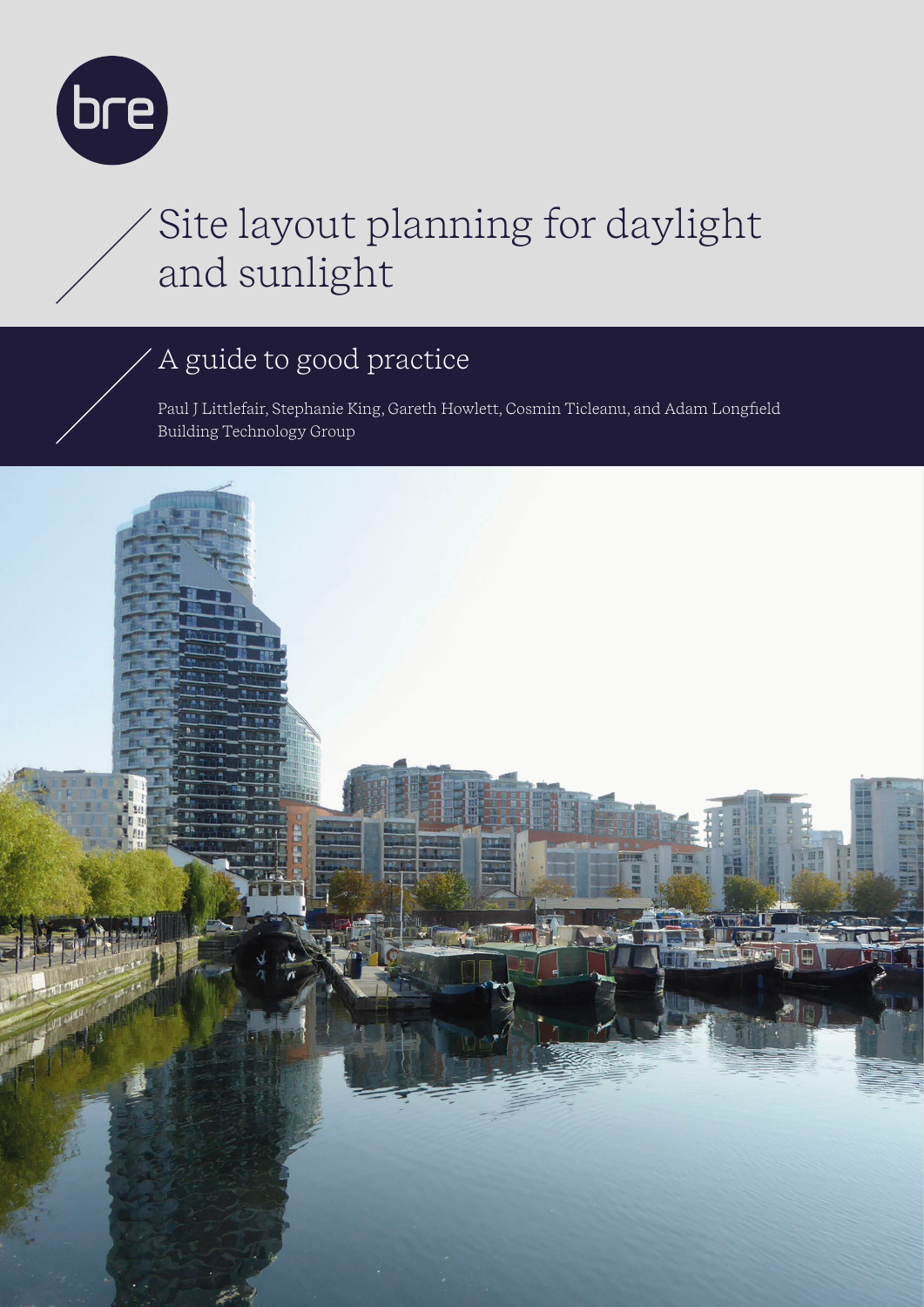bre

# Site layout planning for daylight and sunlight

## A guide to good practice

Paul J Littlefair, Stephanie King, Gareth Howlett, Cosmin Ticleanu, and Adam Longfield
Building Technology Group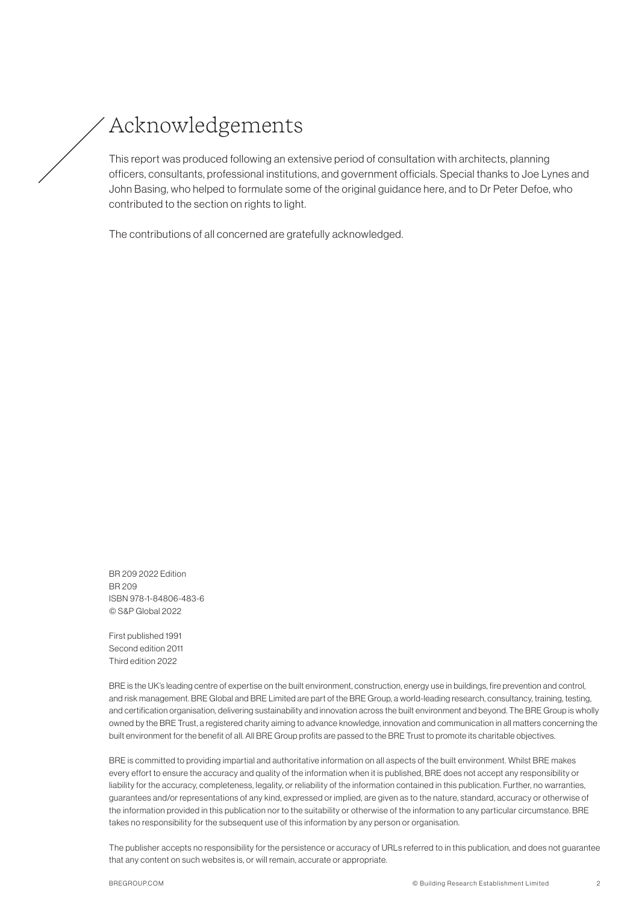# Acknowledgements

This report was produced following an extensive period of consultation with architects, planning officers, consultants, professional institutions, and government officials. Special thanks to Joe Lynes and John Basing, who helped to formulate some of the original guidance here, and to Dr Peter Defoe, who contributed to the section on rights to light.

The contributions of all concerned are gratefully acknowledged.

BR 209 2022 Edition
BR 209
ISBN 978-1-84806-483-6
© S&P Global 2022

First published 1991
Second edition 2011
Third edition 2022

BRE is the UK's leading centre of expertise on the built environment, construction, energy use in buildings, fire prevention and control, and risk management. BRE Global and BRE Limited are part of the BRE Group, a world-leading research, consultancy, training, testing, and certification organisation, delivering sustainability and innovation across the built environment and beyond. The BRE Group is wholly owned by the BRE Trust, a registered charity aiming to advance knowledge, innovation and communication in all matters concerning the built environment for the benefit of all. All BRE Group profits are passed to the BRE Trust to promote its charitable objectives.

BRE is committed to providing impartial and authoritative information on all aspects of the built environment. Whilst BRE makes every effort to ensure the accuracy and quality of the information when it is published, BRE does not accept any responsibility or liability for the accuracy, completeness, legality, or reliability of the information contained in this publication. Further, no warranties, guarantees and/or representations of any kind, expressed or implied, are given as to the nature, standard, accuracy or otherwise of the information provided in this publication nor to the suitability or otherwise of the information to any particular circumstance. BRE takes no responsibility for the subsequent use of this information by any person or organisation.

The publisher accepts no responsibility for the persistence or accuracy of URLs referred to in this publication, and does not guarantee that any content on such websites is, or will remain, accurate or appropriate.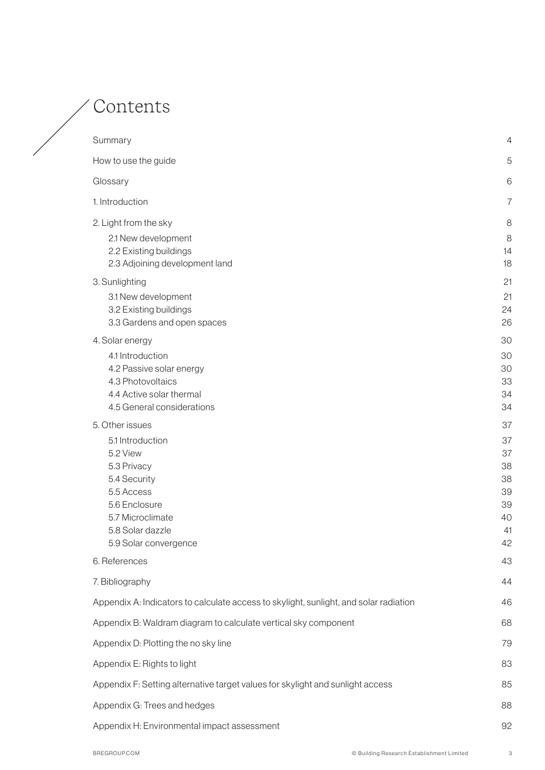# Contents

| | |
|---|---|
| Summary | 4 |
| How to use the guide | 5 |
| Glossary | 6 |
| 1. Introduction | 7 |
| 2. Light from the sky | 8 |
| 2.1 New development | 8 |
| 2.2 Existing buildings | 14 |
| 2.3 Adjoining development land | 18 |
| 3. Sunlighting | 21 |
| 3.1 New development | 21 |
| 3.2 Existing buildings | 24 |
| 3.3 Gardens and open spaces | 26 |
| 4. Solar energy | 30 |
| 4.1 Introduction | 30 |
| 4.2 Passive solar energy | 30 |
| 4.3 Photovoltaics | 33 |
| 4.4 Active solar thermal | 34 |
| 4.5 General considerations | 34 |
| 5. Other issues | 37 |
| 5.1 Introduction | 37 |
| 5.2 View | 37 |
| 5.3 Privacy | 38 |
| 5.4 Security | 38 |
| 5.5 Access | 39 |
| 5.6 Enclosure | 39 |
| 5.7 Microclimate | 40 |
| 5.8 Solar dazzle | 41 |
| 5.9 Solar convergence | 42 |
| 6. References | 43 |
| 7. Bibliography | 44 |
| Appendix A: Indicators to calculate access to skylight, sunlight, and solar radiation | 46 |
| Appendix B: Waldram diagram to calculate vertical sky component | 68 |
| Appendix D: Plotting the no sky line | 79 |
| Appendix E: Rights to light | 83 |
| Appendix F: Setting alternative target values for skylight and sunlight access | 85 |
| Appendix G: Trees and hedges | 88 |
| Appendix H: Environmental impact assessment | 92 |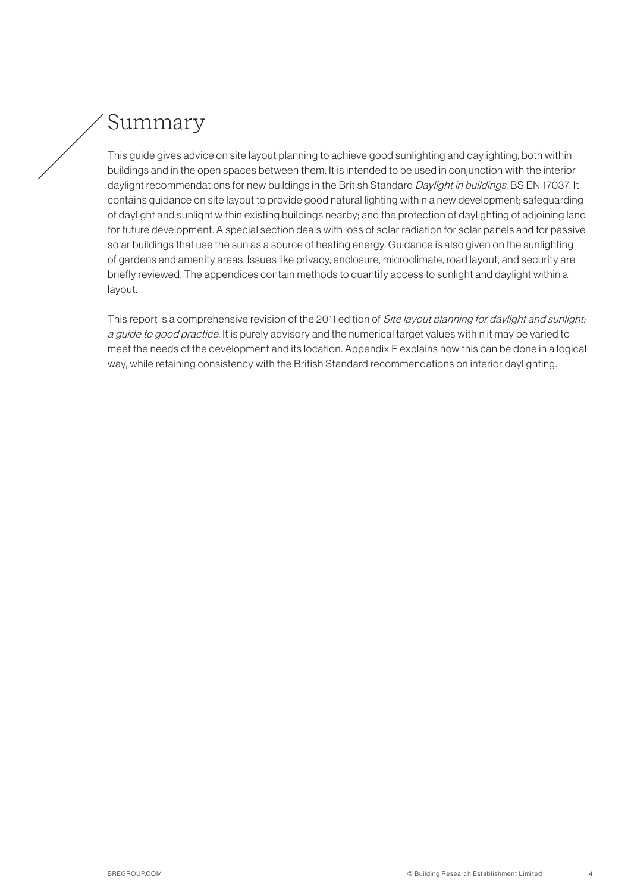# Summary

This guide gives advice on site layout planning to achieve good sunlighting and daylighting, both within buildings and in the open spaces between them. It is intended to be used in conjunction with the interior daylight recommendations for new buildings in the British Standard *Daylight in buildings*, BS EN 17037. It contains guidance on site layout to provide good natural lighting within a new development; safeguarding of daylight and sunlight within existing buildings nearby; and the protection of daylighting of adjoining land for future development. A special section deals with loss of solar radiation for solar panels and for passive solar buildings that use the sun as a source of heating energy. Guidance is also given on the sunlighting of gardens and amenity areas. Issues like privacy, enclosure, microclimate, road layout, and security are briefly reviewed. The appendices contain methods to quantify access to sunlight and daylight within a layout.

This report is a comprehensive revision of the 2011 edition of *Site layout planning for daylight and sunlight: a guide to good practice*. It is purely advisory and the numerical target values within it may be varied to meet the needs of the development and its location. Appendix F explains how this can be done in a logical way, while retaining consistency with the British Standard recommendations on interior daylighting.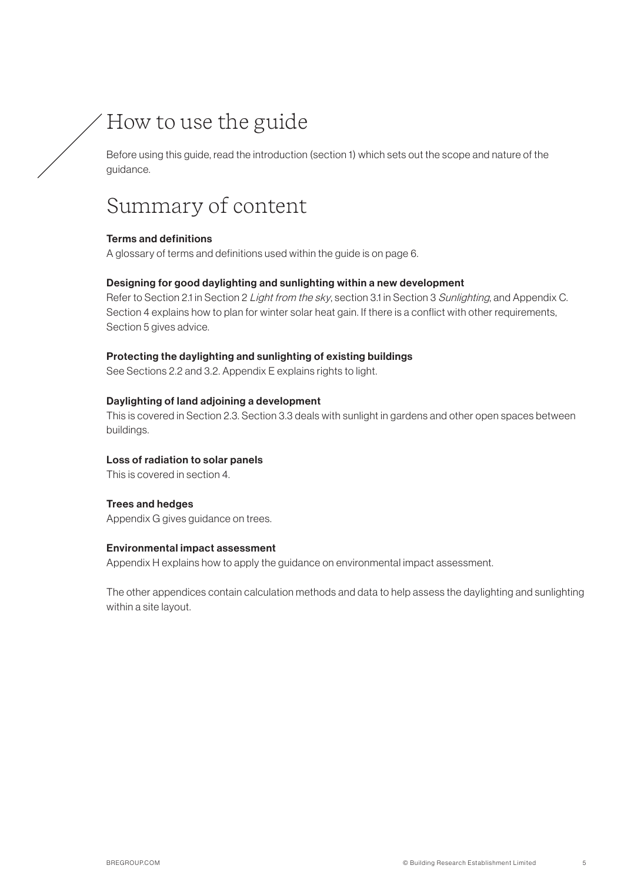# How to use the guide

Before using this guide, read the introduction (section 1) which sets out the scope and nature of the guidance.

# Summary of content

**Terms and definitions**

A glossary of terms and definitions used within the guide is on page 6.

**Designing for good daylighting and sunlighting within a new development**

Refer to Section 2.1 in Section 2 *Light from the sky*, section 3.1 in Section 3 *Sunlighting*, and Appendix C. Section 4 explains how to plan for winter solar heat gain. If there is a conflict with other requirements, Section 5 gives advice.

**Protecting the daylighting and sunlighting of existing buildings**

See Sections 2.2 and 3.2. Appendix E explains rights to light.

**Daylighting of land adjoining a development**

This is covered in Section 2.3. Section 3.3 deals with sunlight in gardens and other open spaces between buildings.

**Loss of radiation to solar panels**

This is covered in section 4.

**Trees and hedges**

Appendix G gives guidance on trees.

**Environmental impact assessment**

Appendix H explains how to apply the guidance on environmental impact assessment.

The other appendices contain calculation methods and data to help assess the daylighting and sunlighting within a site layout.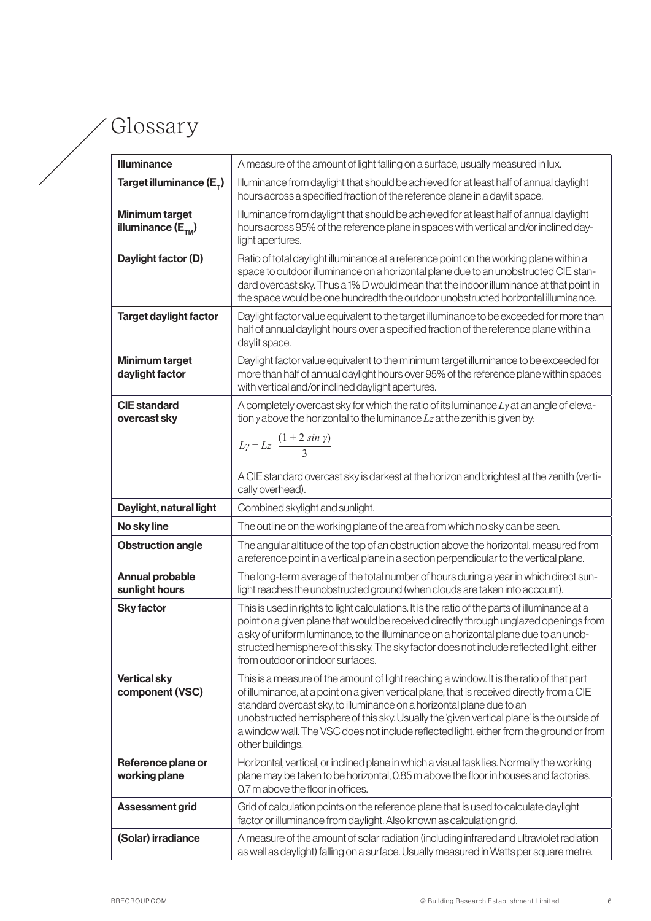# Glossary

| | |
|---|---|
| **Illuminance** | A measure of the amount of light falling on a surface, usually measured in lux. |
| **Target illuminance ($E_T$)** | Illuminance from daylight that should be achieved for at least half of annual daylight hours across a specified fraction of the reference plane in a daylit space. |
| **Minimum target illuminance ($E_{TM}$)** | Illuminance from daylight that should be achieved for at least half of annual daylight hours across 95% of the reference plane in spaces with vertical and/or inclined daylight apertures. |
| **Daylight factor (D)** | Ratio of total daylight illuminance at a reference point on the working plane within a space to outdoor illuminance on a horizontal plane due to an unobstructed CIE standard overcast sky. Thus a 1% D would mean that the indoor illuminance at that point in the space would be one hundredth the outdoor unobstructed horizontal illuminance. |
| **Target daylight factor** | Daylight factor value equivalent to the target illuminance to be exceeded for more than half of annual daylight hours over a specified fraction of the reference plane within a daylit space. |
| **Minimum target daylight factor** | Daylight factor value equivalent to the minimum target illuminance to be exceeded for more than half of annual daylight hours over 95% of the reference plane within spaces with vertical and/or inclined daylight apertures. |
| **CIE standard overcast sky** | A completely overcast sky for which the ratio of its luminance $L\gamma$ at an angle of elevation $\gamma$ above the horizontal to the luminance $Lz$ at the zenith is given by: $L\gamma = Lz \dfrac{(1 + 2 \sin \gamma)}{3}$ A CIE standard overcast sky is darkest at the horizon and brightest at the zenith (vertically overhead). |
| **Daylight, natural light** | Combined skylight and sunlight. |
| **No sky line** | The outline on the working plane of the area from which no sky can be seen. |
| **Obstruction angle** | The angular altitude of the top of an obstruction above the horizontal, measured from a reference point in a vertical plane in a section perpendicular to the vertical plane. |
| **Annual probable sunlight hours** | The long-term average of the total number of hours during a year in which direct sunlight reaches the unobstructed ground (when clouds are taken into account). |
| **Sky factor** | This is used in rights to light calculations. It is the ratio of the parts of illuminance at a point on a given plane that would be received directly through unglazed openings from a sky of uniform luminance, to the illuminance on a horizontal plane due to an unobstructed hemisphere of this sky. The sky factor does not include reflected light, either from outdoor or indoor surfaces. |
| **Vertical sky component (VSC)** | This is a measure of the amount of light reaching a window. It is the ratio of that part of illuminance, at a point on a given vertical plane, that is received directly from a CIE standard overcast sky, to illuminance on a horizontal plane due to an unobstructed hemisphere of this sky. Usually the 'given vertical plane' is the outside of a window wall. The VSC does not include reflected light, either from the ground or from other buildings. |
| **Reference plane or working plane** | Horizontal, vertical, or inclined plane in which a visual task lies. Normally the working plane may be taken to be horizontal, 0.85 m above the floor in houses and factories, 0.7 m above the floor in offices. |
| **Assessment grid** | Grid of calculation points on the reference plane that is used to calculate daylight factor or illuminance from daylight. Also known as calculation grid. |
| **(Solar) irradiance** | A measure of the amount of solar radiation (including infrared and ultraviolet radiation as well as daylight) falling on a surface. Usually measured in Watts per square metre. |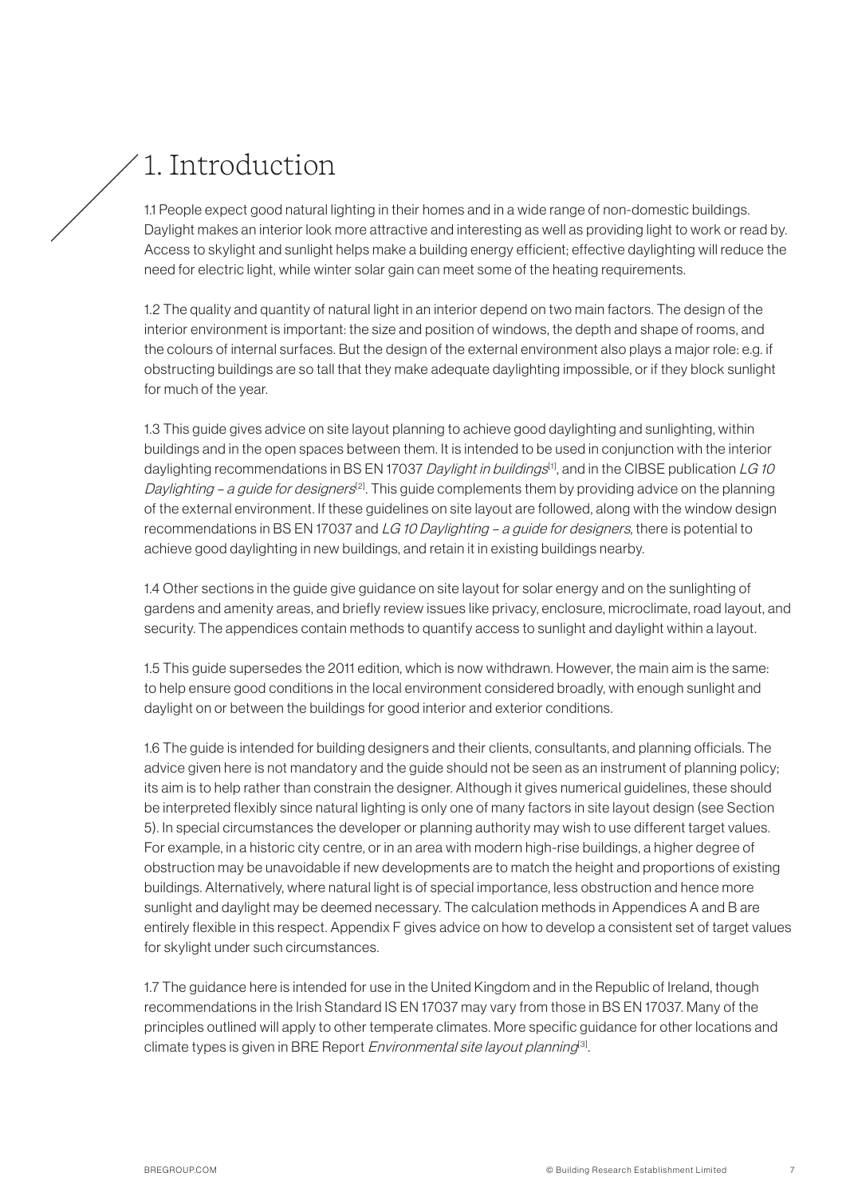# 1. Introduction

1.1 People expect good natural lighting in their homes and in a wide range of non-domestic buildings. Daylight makes an interior look more attractive and interesting as well as providing light to work or read by. Access to skylight and sunlight helps make a building energy efficient; effective daylighting will reduce the need for electric light, while winter solar gain can meet some of the heating requirements.

1.2 The quality and quantity of natural light in an interior depend on two main factors. The design of the interior environment is important: the size and position of windows, the depth and shape of rooms, and the colours of internal surfaces. But the design of the external environment also plays a major role: e.g. if obstructing buildings are so tall that they make adequate daylighting impossible, or if they block sunlight for much of the year.

1.3 This guide gives advice on site layout planning to achieve good daylighting and sunlighting, within buildings and in the open spaces between them. It is intended to be used in conjunction with the interior daylighting recommendations in BS EN 17037 *Daylight in buildings*[1], and in the CIBSE publication *LG 10 Daylighting – a guide for designers*[2]. This guide complements them by providing advice on the planning of the external environment. If these guidelines on site layout are followed, along with the window design recommendations in BS EN 17037 and *LG 10 Daylighting – a guide for designers*, there is potential to achieve good daylighting in new buildings, and retain it in existing buildings nearby.

1.4 Other sections in the guide give guidance on site layout for solar energy and on the sunlighting of gardens and amenity areas, and briefly review issues like privacy, enclosure, microclimate, road layout, and security. The appendices contain methods to quantify access to sunlight and daylight within a layout.

1.5 This guide supersedes the 2011 edition, which is now withdrawn. However, the main aim is the same: to help ensure good conditions in the local environment considered broadly, with enough sunlight and daylight on or between the buildings for good interior and exterior conditions.

1.6 The guide is intended for building designers and their clients, consultants, and planning officials. The advice given here is not mandatory and the guide should not be seen as an instrument of planning policy; its aim is to help rather than constrain the designer. Although it gives numerical guidelines, these should be interpreted flexibly since natural lighting is only one of many factors in site layout design (see Section 5). In special circumstances the developer or planning authority may wish to use different target values. For example, in a historic city centre, or in an area with modern high-rise buildings, a higher degree of obstruction may be unavoidable if new developments are to match the height and proportions of existing buildings. Alternatively, where natural light is of special importance, less obstruction and hence more sunlight and daylight may be deemed necessary. The calculation methods in Appendices A and B are entirely flexible in this respect. Appendix F gives advice on how to develop a consistent set of target values for skylight under such circumstances.

1.7 The guidance here is intended for use in the United Kingdom and in the Republic of Ireland, though recommendations in the Irish Standard IS EN 17037 may vary from those in BS EN 17037. Many of the principles outlined will apply to other temperate climates. More specific guidance for other locations and climate types is given in BRE Report *Environmental site layout planning*[3].